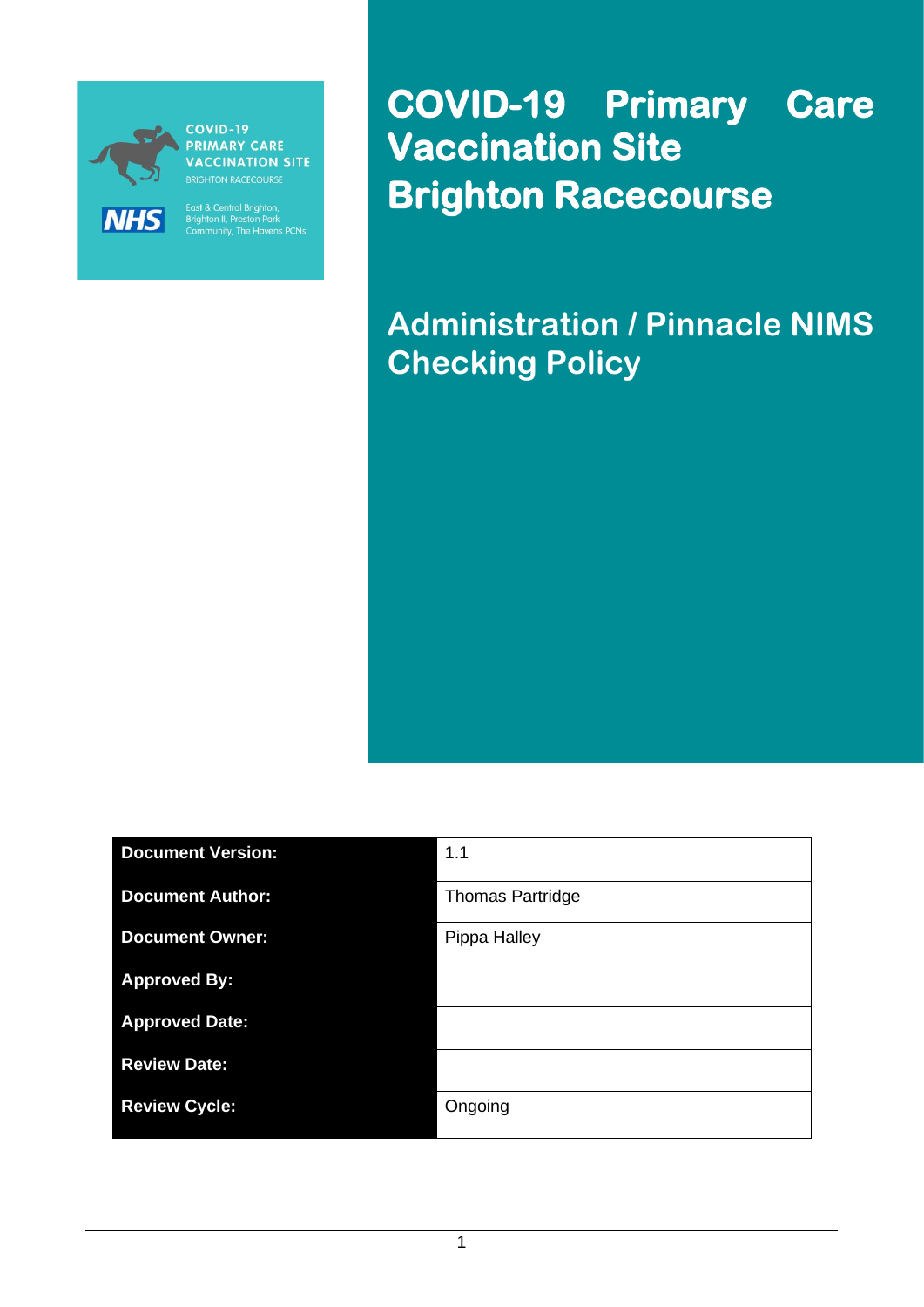COVID-19
PRIMARY CARE
VACCINATION SITE
BRIGHTON RACECOURSE

NHS

East & Central Brighton, Brighton II, Preston Park Community, The Havens PCNs

# COVID-19 Primary Care Vaccination Site Brighton Racecourse

## Administration / Pinnacle NIMS Checking Policy

| | |
|---|---|
| **Document Version:** | 1.1 |
| **Document Author:** | Thomas Partridge |
| **Document Owner:** | Pippa Halley |
| **Approved By:** | |
| **Approved Date:** | |
| **Review Date:** | |
| **Review Cycle:** | Ongoing |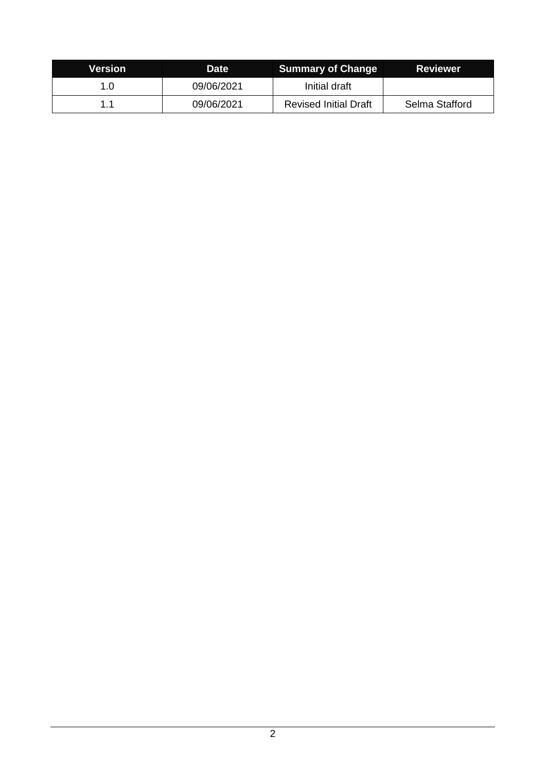| Version | Date | Summary of Change | Reviewer |
| --- | --- | --- | --- |
| 1.0 | 09/06/2021 | Initial draft | |
| 1.1 | 09/06/2021 | Revised Initial Draft | Selma Stafford |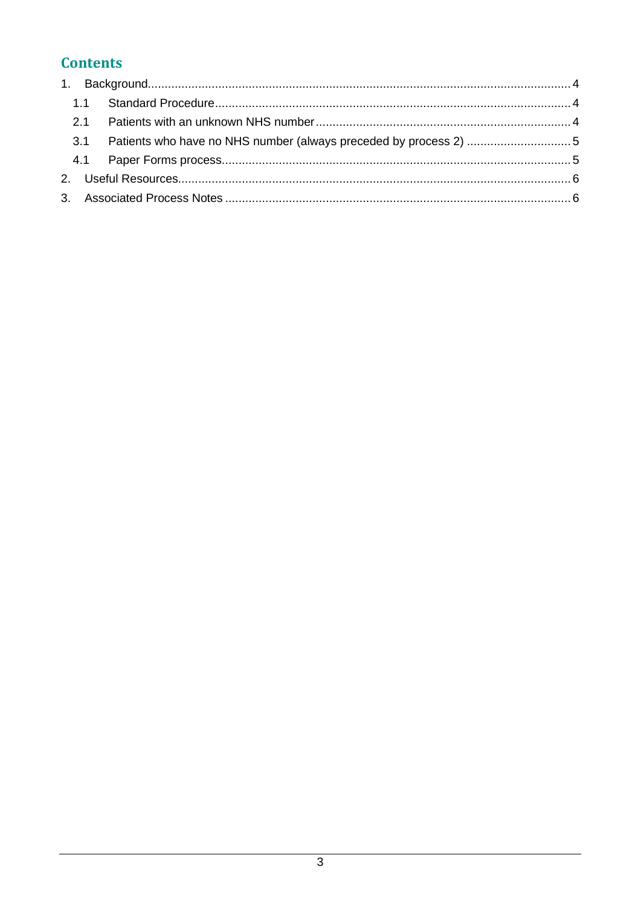# Contents

1. Background......................................................................................................................... 4
   - 1.1 Standard Procedure.......................................................................................................... 4
   - 2.1 Patients with an unknown NHS number........................................................................... 4
   - 3.1 Patients who have no NHS number (always preceded by process 2) ............................... 5
   - 4.1 Paper Forms process........................................................................................................ 5
2. Useful Resources.................................................................................................................. 6
3. Associated Process Notes ..................................................................................................... 6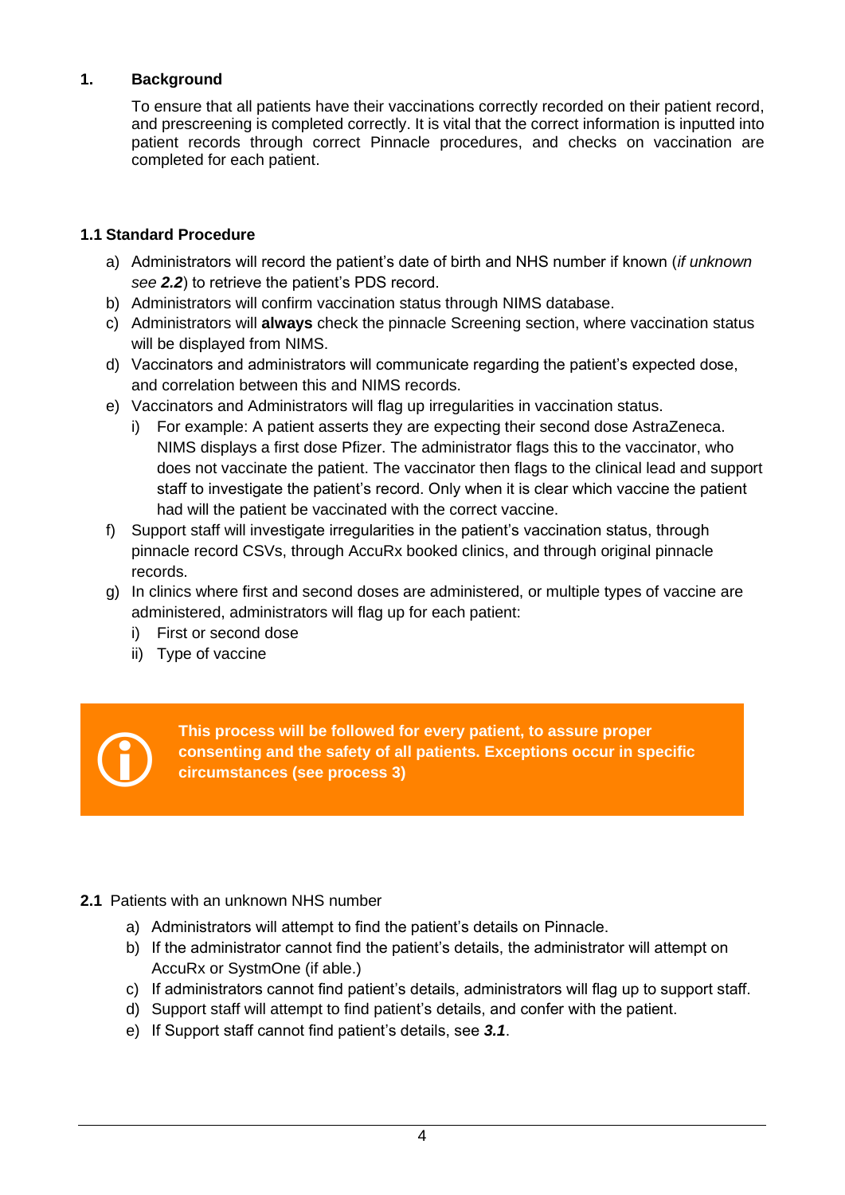## 1. Background

To ensure that all patients have their vaccinations correctly recorded on their patient record, and prescreening is completed correctly. It is vital that the correct information is inputted into patient records through correct Pinnacle procedures, and checks on vaccination are completed for each patient.

### 1.1 Standard Procedure

a) Administrators will record the patient's date of birth and NHS number if known (*if unknown see **2.2***) to retrieve the patient's PDS record.

b) Administrators will confirm vaccination status through NIMS database.

c) Administrators will **always** check the pinnacle Screening section, where vaccination status will be displayed from NIMS.

d) Vaccinators and administrators will communicate regarding the patient's expected dose, and correlation between this and NIMS records.

e) Vaccinators and Administrators will flag up irregularities in vaccination status.
   i) For example: A patient asserts they are expecting their second dose AstraZeneca. NIMS displays a first dose Pfizer. The administrator flags this to the vaccinator, who does not vaccinate the patient. The vaccinator then flags to the clinical lead and support staff to investigate the patient's record. Only when it is clear which vaccine the patient had will the patient be vaccinated with the correct vaccine.

f) Support staff will investigate irregularities in the patient's vaccination status, through pinnacle record CSVs, through AccuRx booked clinics, and through original pinnacle records.

g) In clinics where first and second doses are administered, or multiple types of vaccine are administered, administrators will flag up for each patient:
   i) First or second dose
   ii) Type of vaccine

> **This process will be followed for every patient, to assure proper consenting and the safety of all patients. Exceptions occur in specific circumstances (see process 3)**

### 2.1 Patients with an unknown NHS number

a) Administrators will attempt to find the patient's details on Pinnacle.

b) If the administrator cannot find the patient's details, the administrator will attempt on AccuRx or SystmOne (if able.)

c) If administrators cannot find patient's details, administrators will flag up to support staff.

d) Support staff will attempt to find patient's details, and confer with the patient.

e) If Support staff cannot find patient's details, see ***3.1***.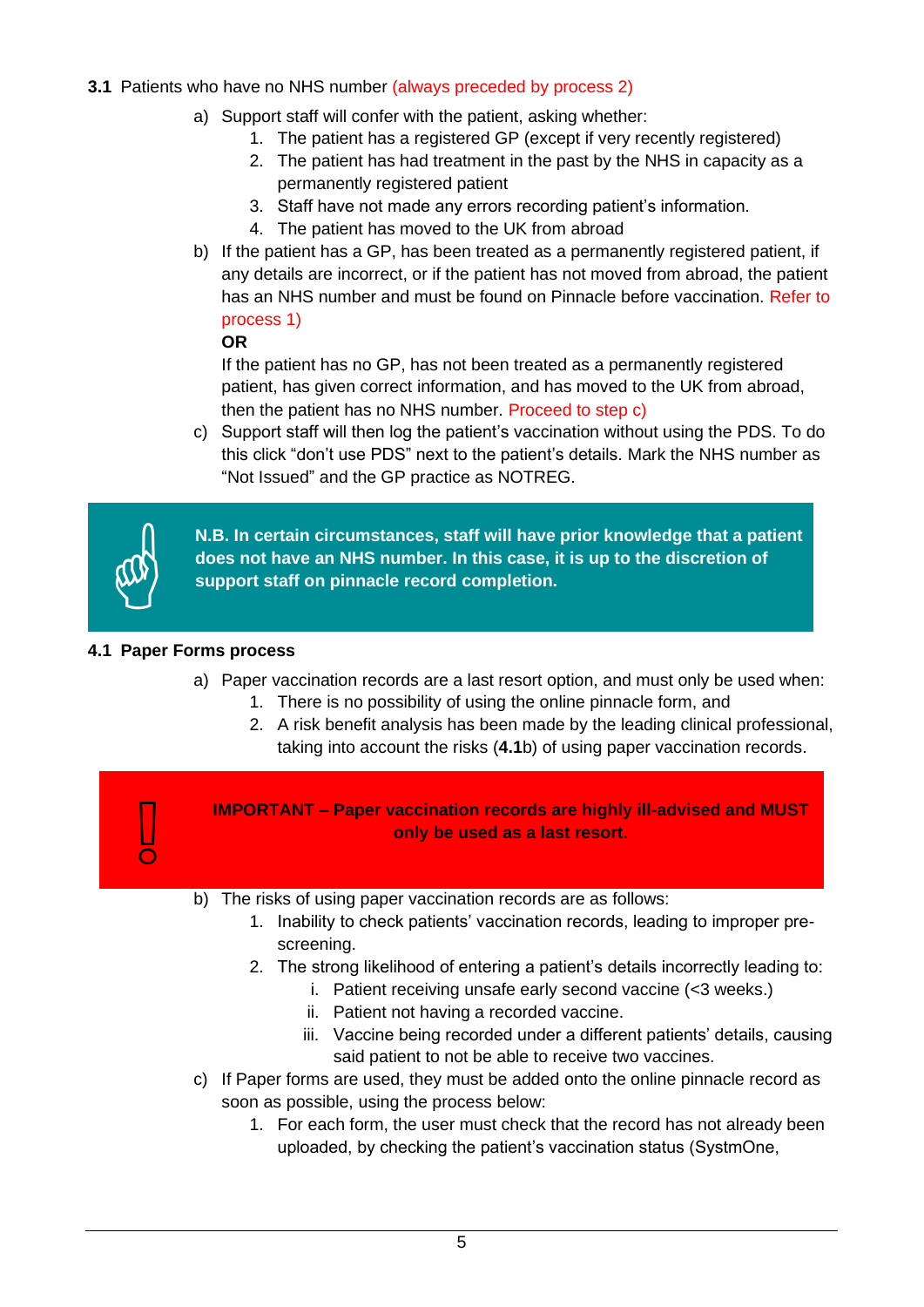### 3.1 Patients who have no NHS number (always preceded by process 2)

a) Support staff will confer with the patient, asking whether:
   1. The patient has a registered GP (except if very recently registered)
   2. The patient has had treatment in the past by the NHS in capacity as a permanently registered patient
   3. Staff have not made any errors recording patient's information.
   4. The patient has moved to the UK from abroad

b) If the patient has a GP, has been treated as a permanently registered patient, if any details are incorrect, or if the patient has not moved from abroad, the patient has an NHS number and must be found on Pinnacle before vaccination. Refer to process 1)

   **OR**

   If the patient has no GP, has not been treated as a permanently registered patient, has given correct information, and has moved to the UK from abroad, then the patient has no NHS number. Proceed to step c)

c) Support staff will then log the patient's vaccination without using the PDS. To do this click "don't use PDS" next to the patient's details. Mark the NHS number as "Not Issued" and the GP practice as NOTREG.

> **N.B. In certain circumstances, staff will have prior knowledge that a patient does not have an NHS number. In this case, it is up to the discretion of support staff on pinnacle record completion.**

### 4.1 Paper Forms process

a) Paper vaccination records are a last resort option, and must only be used when:
   1. There is no possibility of using the online pinnacle form, and
   2. A risk benefit analysis has been made by the leading clinical professional, taking into account the risks (**4.1**b) of using paper vaccination records.

> **IMPORTANT – Paper vaccination records are highly ill-advised and MUST only be used as a last resort.**

b) The risks of using paper vaccination records are as follows:
   1. Inability to check patients' vaccination records, leading to improper pre-screening.
   2. The strong likelihood of entering a patient's details incorrectly leading to:
      i. Patient receiving unsafe early second vaccine (<3 weeks.)
      ii. Patient not having a recorded vaccine.
      iii. Vaccine being recorded under a different patients' details, causing said patient to not be able to receive two vaccines.

c) If Paper forms are used, they must be added onto the online pinnacle record as soon as possible, using the process below:
   1. For each form, the user must check that the record has not already been uploaded, by checking the patient's vaccination status (SystmOne,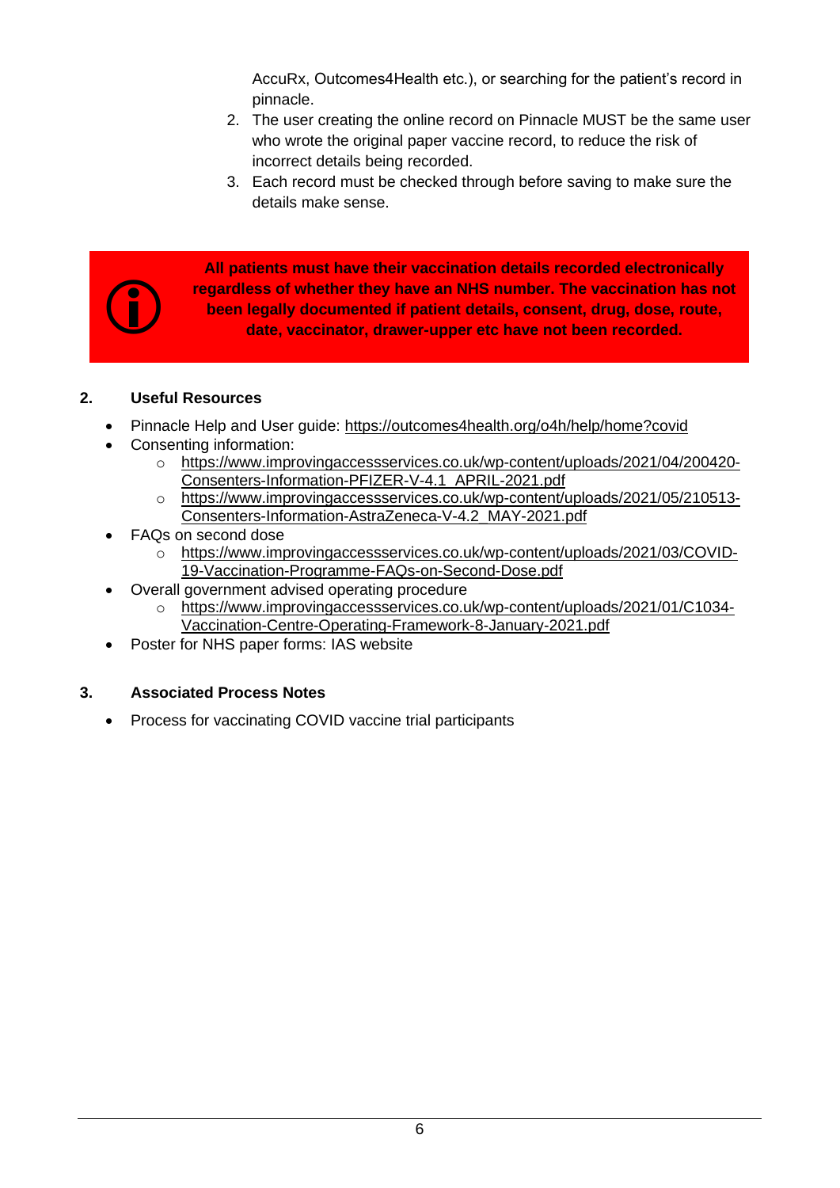AccuRx, Outcomes4Health etc.), or searching for the patient's record in pinnacle.

2. The user creating the online record on Pinnacle MUST be the same user who wrote the original paper vaccine record, to reduce the risk of incorrect details being recorded.
3. Each record must be checked through before saving to make sure the details make sense.

**All patients must have their vaccination details recorded electronically regardless of whether they have an NHS number. The vaccination has not been legally documented if patient details, consent, drug, dose, route, date, vaccinator, drawer-upper etc have not been recorded.**

## 2. Useful Resources

- Pinnacle Help and User guide: https://outcomes4health.org/o4h/help/home?covid
- Consenting information:
  - https://www.improvingaccessservices.co.uk/wp-content/uploads/2021/04/200420-Consenters-Information-PFIZER-V-4.1_APRIL-2021.pdf
  - https://www.improvingaccessservices.co.uk/wp-content/uploads/2021/05/210513-Consenters-Information-AstraZeneca-V-4.2_MAY-2021.pdf
- FAQs on second dose
  - https://www.improvingaccessservices.co.uk/wp-content/uploads/2021/03/COVID-19-Vaccination-Programme-FAQs-on-Second-Dose.pdf
- Overall government advised operating procedure
  - https://www.improvingaccessservices.co.uk/wp-content/uploads/2021/01/C1034-Vaccination-Centre-Operating-Framework-8-January-2021.pdf
- Poster for NHS paper forms: IAS website

## 3. Associated Process Notes

- Process for vaccinating COVID vaccine trial participants